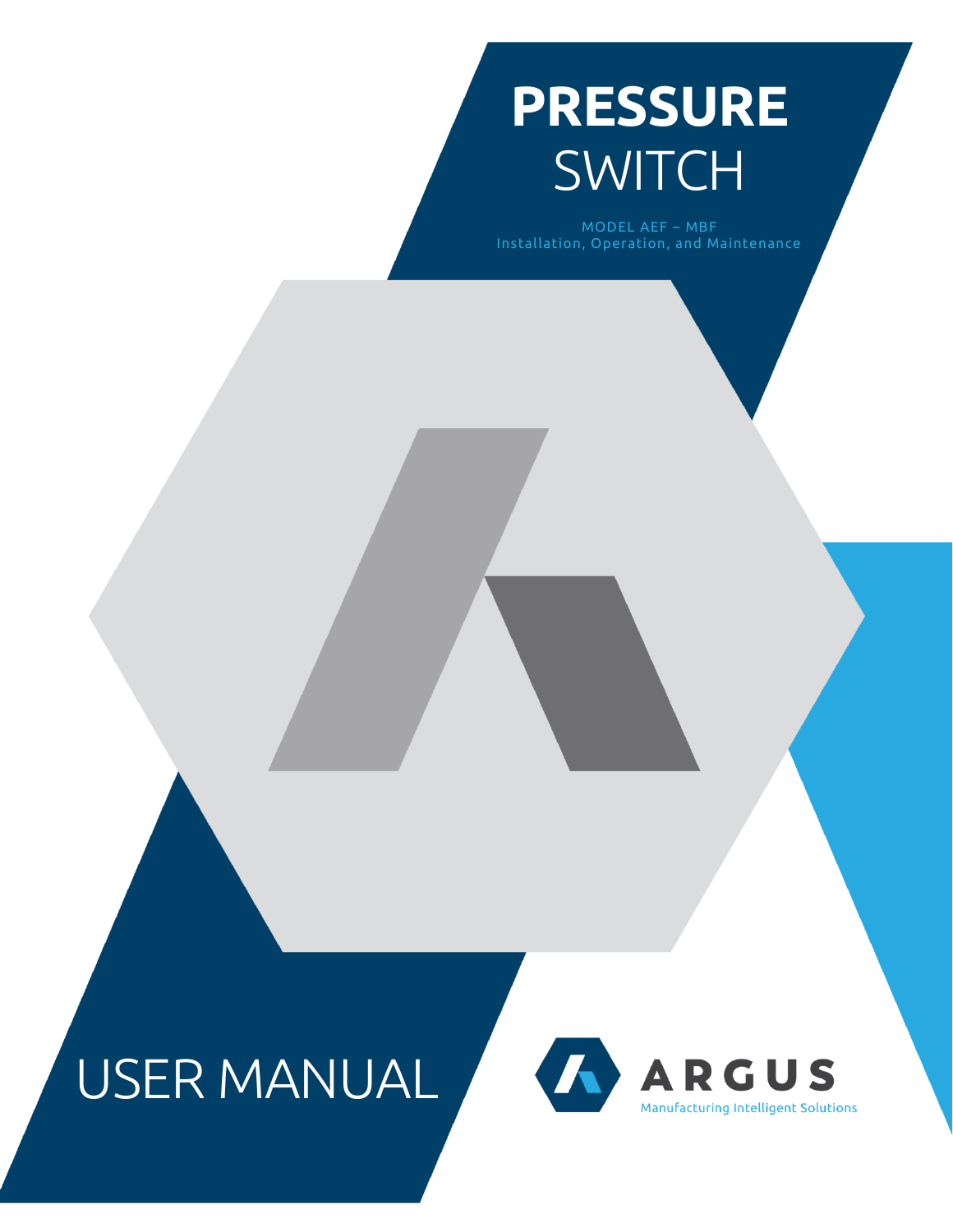# PRESSURE SWITCH

MODEL AEF – MBF
Installation, Operation, and Maintenance

# USER MANUAL

ARGUS
Manufacturing Intelligent Solutions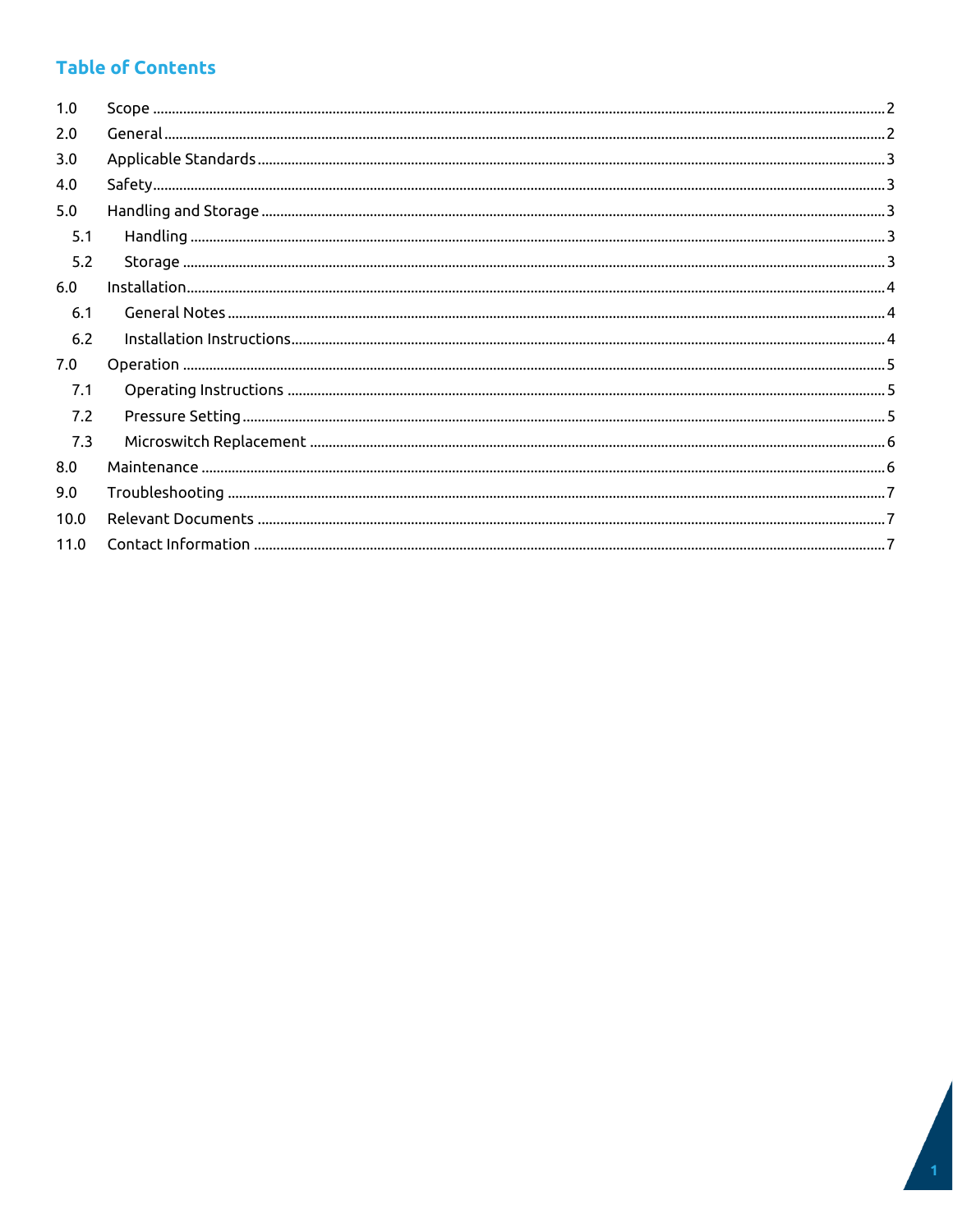## Table of Contents

| | | |
|---|---|---|
| 1.0 | Scope | 2 |
| 2.0 | General | 2 |
| 3.0 | Applicable Standards | 3 |
| 4.0 | Safety | 3 |
| 5.0 | Handling and Storage | 3 |
| 5.1 | Handling | 3 |
| 5.2 | Storage | 3 |
| 6.0 | Installation | 4 |
| 6.1 | General Notes | 4 |
| 6.2 | Installation Instructions | 4 |
| 7.0 | Operation | 5 |
| 7.1 | Operating Instructions | 5 |
| 7.2 | Pressure Setting | 5 |
| 7.3 | Microswitch Replacement | 6 |
| 8.0 | Maintenance | 6 |
| 9.0 | Troubleshooting | 7 |
| 10.0 | Relevant Documents | 7 |
| 11.0 | Contact Information | 7 |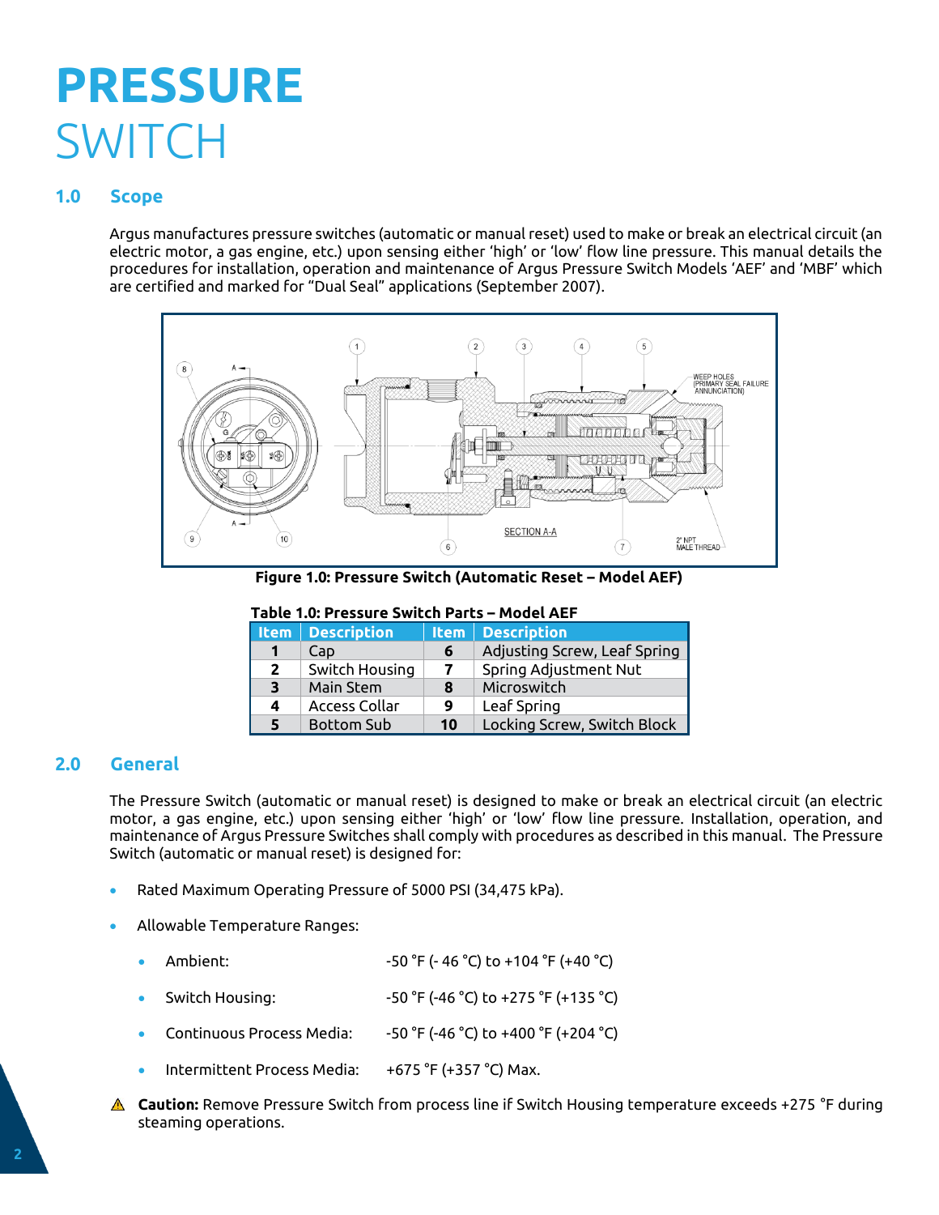# PRESSURE SWITCH

## 1.0 Scope

Argus manufactures pressure switches (automatic or manual reset) used to make or break an electrical circuit (an electric motor, a gas engine, etc.) upon sensing either 'high' or 'low' flow line pressure. This manual details the procedures for installation, operation and maintenance of Argus Pressure Switch Models 'AEF' and 'MBF' which are certified and marked for "Dual Seal" applications (September 2007).

**Figure 1.0: Pressure Switch (Automatic Reset – Model AEF)**

**Table 1.0: Pressure Switch Parts – Model AEF**

| Item | Description | Item | Description |
|---|---|---|---|
| **1** | Cap | **6** | Adjusting Screw, Leaf Spring |
| **2** | Switch Housing | **7** | Spring Adjustment Nut |
| **3** | Main Stem | **8** | Microswitch |
| **4** | Access Collar | **9** | Leaf Spring |
| **5** | Bottom Sub | **10** | Locking Screw, Switch Block |

## 2.0 General

The Pressure Switch (automatic or manual reset) is designed to make or break an electrical circuit (an electric motor, a gas engine, etc.) upon sensing either 'high' or 'low' flow line pressure. Installation, operation, and maintenance of Argus Pressure Switches shall comply with procedures as described in this manual. The Pressure Switch (automatic or manual reset) is designed for:

- Rated Maximum Operating Pressure of 5000 PSI (34,475 kPa).
- Allowable Temperature Ranges:
  - Ambient: -50 °F (- 46 °C) to +104 °F (+40 °C)
  - Switch Housing: -50 °F (-46 °C) to +275 °F (+135 °C)
  - Continuous Process Media: -50 °F (-46 °C) to +400 °F (+204 °C)
  - Intermittent Process Media: +675 °F (+357 °C) Max.

⚠ **Caution:** Remove Pressure Switch from process line if Switch Housing temperature exceeds +275 °F during steaming operations.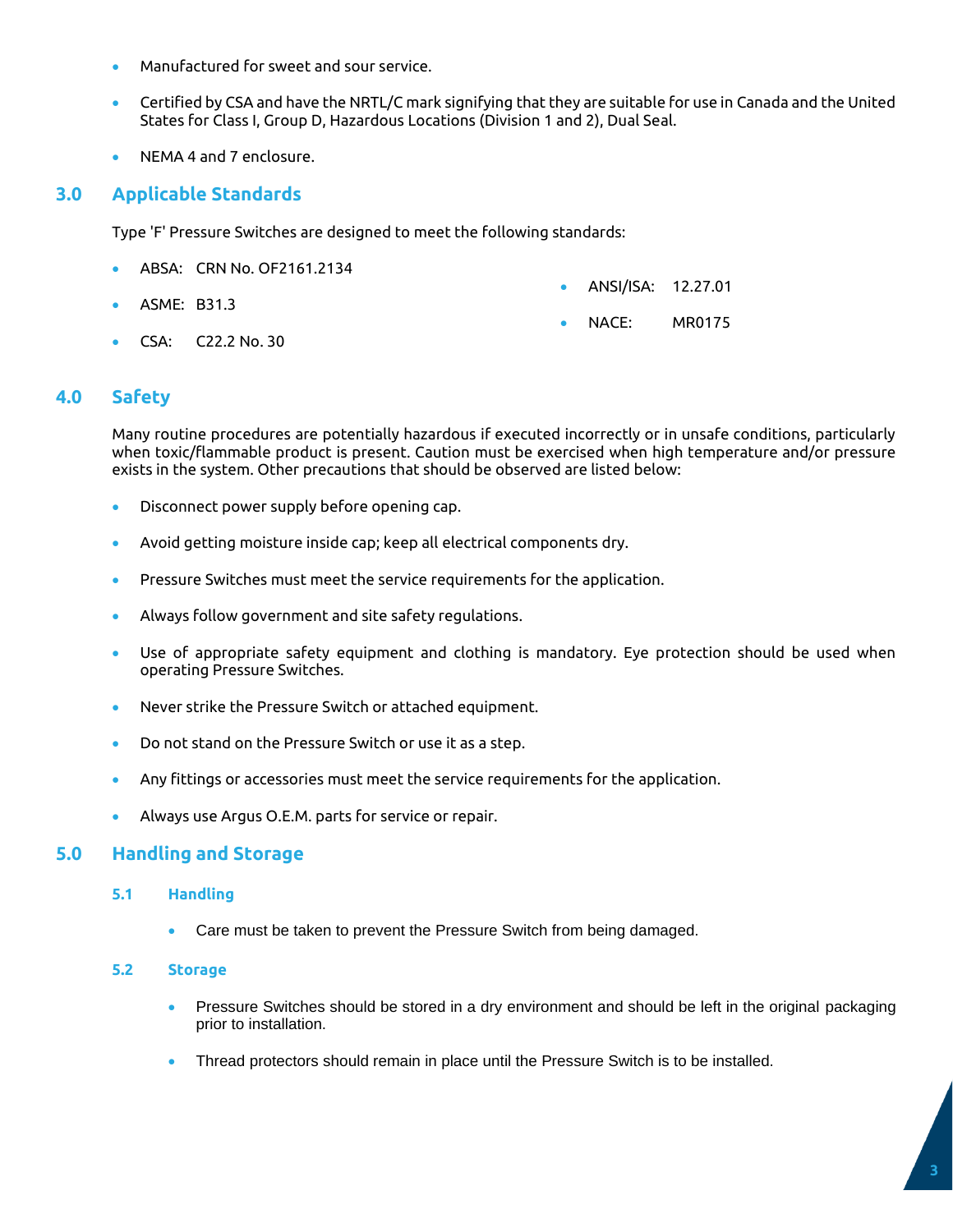- Manufactured for sweet and sour service.
- Certified by CSA and have the NRTL/C mark signifying that they are suitable for use in Canada and the United States for Class I, Group D, Hazardous Locations (Division 1 and 2), Dual Seal.
- NEMA 4 and 7 enclosure.

## 3.0 Applicable Standards

Type 'F' Pressure Switches are designed to meet the following standards:

- ABSA: CRN No. OF2161.2134
- ASME: B31.3
- CSA: C22.2 No. 30
- ANSI/ISA: 12.27.01
- NACE: MR0175

## 4.0 Safety

Many routine procedures are potentially hazardous if executed incorrectly or in unsafe conditions, particularly when toxic/flammable product is present. Caution must be exercised when high temperature and/or pressure exists in the system. Other precautions that should be observed are listed below:

- Disconnect power supply before opening cap.
- Avoid getting moisture inside cap; keep all electrical components dry.
- Pressure Switches must meet the service requirements for the application.
- Always follow government and site safety regulations.
- Use of appropriate safety equipment and clothing is mandatory. Eye protection should be used when operating Pressure Switches.
- Never strike the Pressure Switch or attached equipment.
- Do not stand on the Pressure Switch or use it as a step.
- Any fittings or accessories must meet the service requirements for the application.
- Always use Argus O.E.M. parts for service or repair.

## 5.0 Handling and Storage

### 5.1 Handling

- Care must be taken to prevent the Pressure Switch from being damaged.

### 5.2 Storage

- Pressure Switches should be stored in a dry environment and should be left in the original packaging prior to installation.
- Thread protectors should remain in place until the Pressure Switch is to be installed.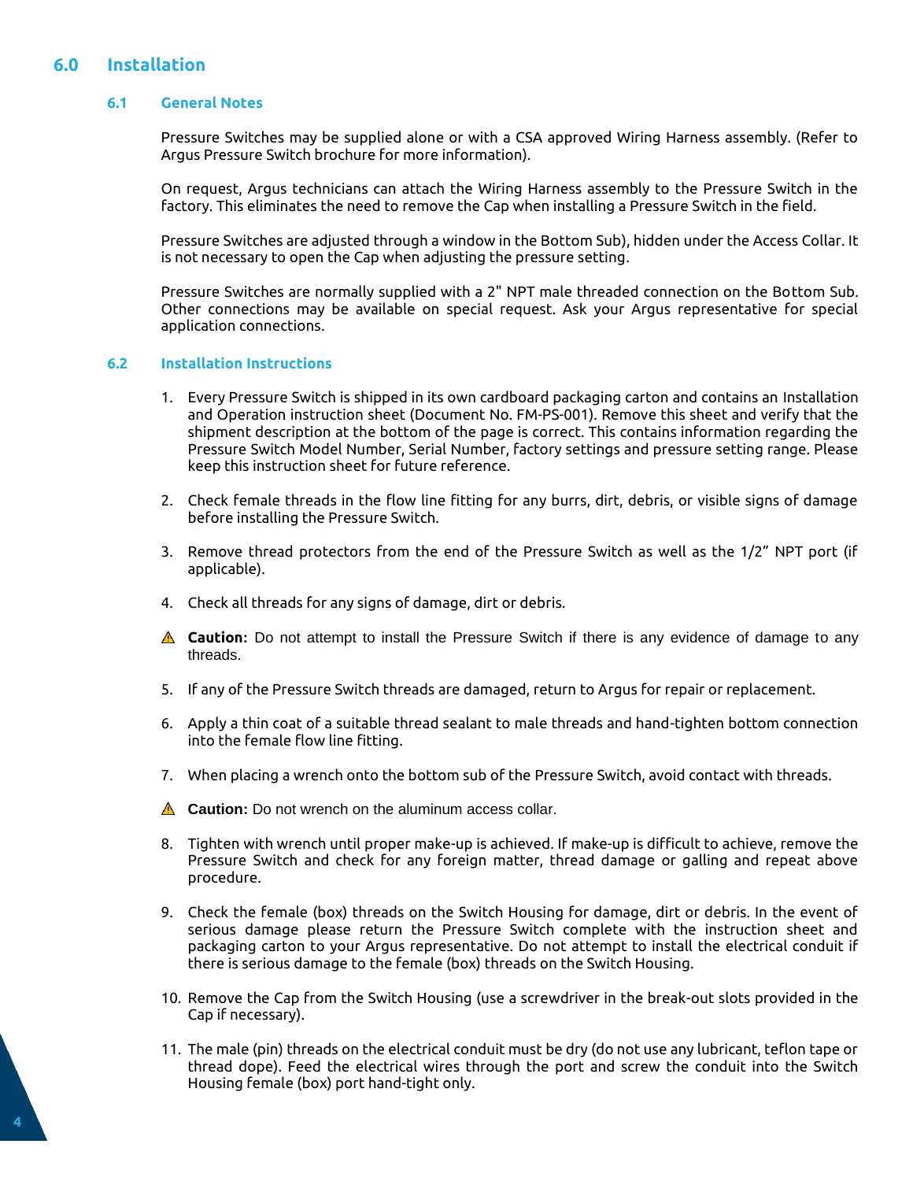# 6.0 Installation

## 6.1 General Notes

Pressure Switches may be supplied alone or with a CSA approved Wiring Harness assembly. (Refer to Argus Pressure Switch brochure for more information).

On request, Argus technicians can attach the Wiring Harness assembly to the Pressure Switch in the factory. This eliminates the need to remove the Cap when installing a Pressure Switch in the field.

Pressure Switches are adjusted through a window in the Bottom Sub), hidden under the Access Collar. It is not necessary to open the Cap when adjusting the pressure setting.

Pressure Switches are normally supplied with a 2" NPT male threaded connection on the Bottom Sub. Other connections may be available on special request. Ask your Argus representative for special application connections.

## 6.2 Installation Instructions

1. Every Pressure Switch is shipped in its own cardboard packaging carton and contains an Installation and Operation instruction sheet (Document No. FM-PS-001). Remove this sheet and verify that the shipment description at the bottom of the page is correct. This contains information regarding the Pressure Switch Model Number, Serial Number, factory settings and pressure setting range. Please keep this instruction sheet for future reference.

2. Check female threads in the flow line fitting for any burrs, dirt, debris, or visible signs of damage before installing the Pressure Switch.

3. Remove thread protectors from the end of the Pressure Switch as well as the 1/2" NPT port (if applicable).

4. Check all threads for any signs of damage, dirt or debris.

⚠ **Caution:** Do not attempt to install the Pressure Switch if there is any evidence of damage to any threads.

5. If any of the Pressure Switch threads are damaged, return to Argus for repair or replacement.

6. Apply a thin coat of a suitable thread sealant to male threads and hand-tighten bottom connection into the female flow line fitting.

7. When placing a wrench onto the bottom sub of the Pressure Switch, avoid contact with threads.

⚠ **Caution:** Do not wrench on the aluminum access collar.

8. Tighten with wrench until proper make-up is achieved. If make-up is difficult to achieve, remove the Pressure Switch and check for any foreign matter, thread damage or galling and repeat above procedure.

9. Check the female (box) threads on the Switch Housing for damage, dirt or debris. In the event of serious damage please return the Pressure Switch complete with the instruction sheet and packaging carton to your Argus representative. Do not attempt to install the electrical conduit if there is serious damage to the female (box) threads on the Switch Housing.

10. Remove the Cap from the Switch Housing (use a screwdriver in the break-out slots provided in the Cap if necessary).

11. The male (pin) threads on the electrical conduit must be dry (do not use any lubricant, teflon tape or thread dope). Feed the electrical wires through the port and screw the conduit into the Switch Housing female (box) port hand-tight only.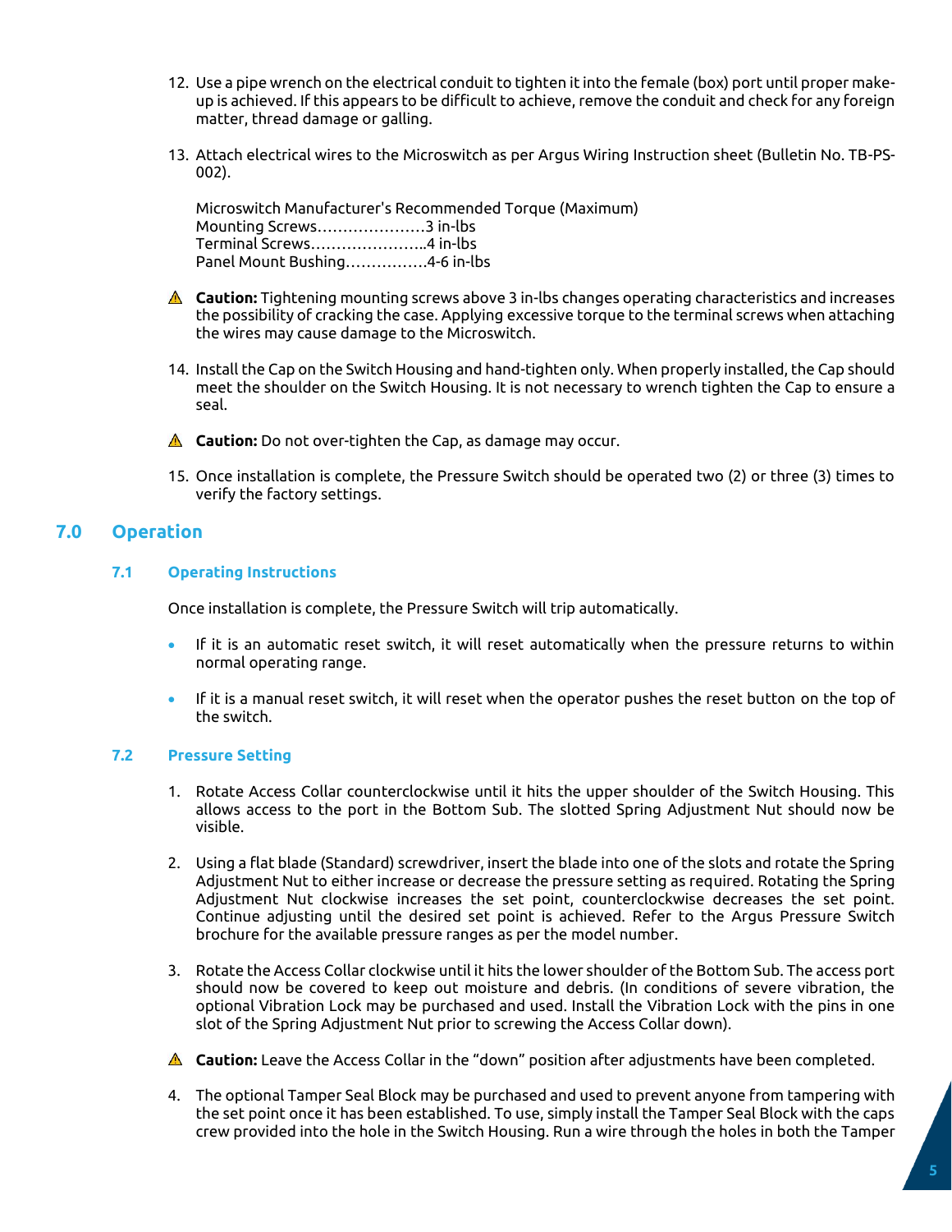12. Use a pipe wrench on the electrical conduit to tighten it into the female (box) port until proper make-up is achieved. If this appears to be difficult to achieve, remove the conduit and check for any foreign matter, thread damage or galling.

13. Attach electrical wires to the Microswitch as per Argus Wiring Instruction sheet (Bulletin No. TB-PS-002).

    Microswitch Manufacturer's Recommended Torque (Maximum)
    Mounting Screws…………………3 in-lbs
    Terminal Screws…………………..4 in-lbs
    Panel Mount Bushing…………….4-6 in-lbs

⚠ **Caution:** Tightening mounting screws above 3 in-lbs changes operating characteristics and increases the possibility of cracking the case. Applying excessive torque to the terminal screws when attaching the wires may cause damage to the Microswitch.

14. Install the Cap on the Switch Housing and hand-tighten only. When properly installed, the Cap should meet the shoulder on the Switch Housing. It is not necessary to wrench tighten the Cap to ensure a seal.

⚠ **Caution:** Do not over-tighten the Cap, as damage may occur.

15. Once installation is complete, the Pressure Switch should be operated two (2) or three (3) times to verify the factory settings.

## 7.0 Operation

### 7.1 Operating Instructions

Once installation is complete, the Pressure Switch will trip automatically.

- If it is an automatic reset switch, it will reset automatically when the pressure returns to within normal operating range.
- If it is a manual reset switch, it will reset when the operator pushes the reset button on the top of the switch.

### 7.2 Pressure Setting

1. Rotate Access Collar counterclockwise until it hits the upper shoulder of the Switch Housing. This allows access to the port in the Bottom Sub. The slotted Spring Adjustment Nut should now be visible.

2. Using a flat blade (Standard) screwdriver, insert the blade into one of the slots and rotate the Spring Adjustment Nut to either increase or decrease the pressure setting as required. Rotating the Spring Adjustment Nut clockwise increases the set point, counterclockwise decreases the set point. Continue adjusting until the desired set point is achieved. Refer to the Argus Pressure Switch brochure for the available pressure ranges as per the model number.

3. Rotate the Access Collar clockwise until it hits the lower shoulder of the Bottom Sub. The access port should now be covered to keep out moisture and debris. (In conditions of severe vibration, the optional Vibration Lock may be purchased and used. Install the Vibration Lock with the pins in one slot of the Spring Adjustment Nut prior to screwing the Access Collar down).

⚠ **Caution:** Leave the Access Collar in the "down" position after adjustments have been completed.

4. The optional Tamper Seal Block may be purchased and used to prevent anyone from tampering with the set point once it has been established. To use, simply install the Tamper Seal Block with the caps crew provided into the hole in the Switch Housing. Run a wire through the holes in both the Tamper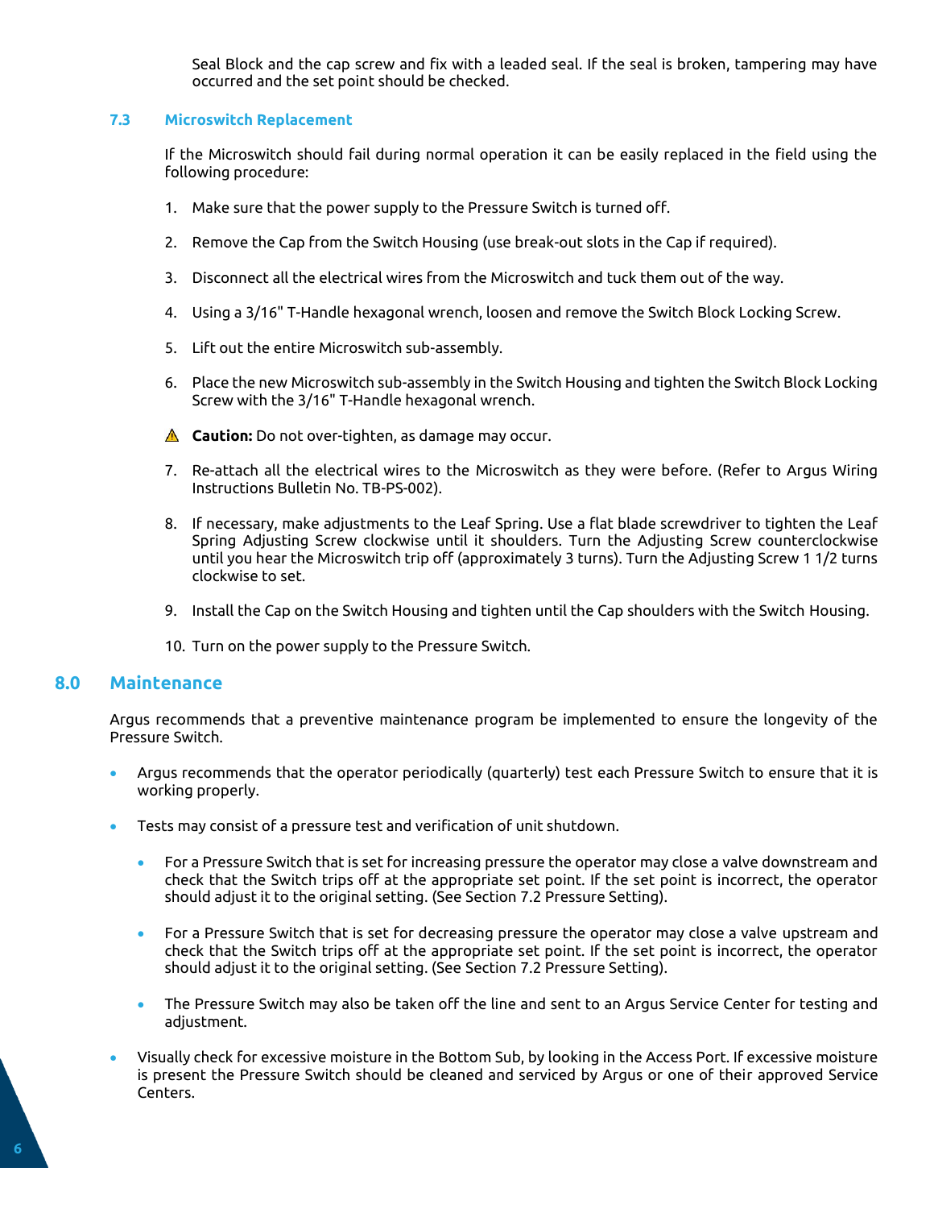Seal Block and the cap screw and fix with a leaded seal. If the seal is broken, tampering may have occurred and the set point should be checked.

### 7.3 Microswitch Replacement

If the Microswitch should fail during normal operation it can be easily replaced in the field using the following procedure:

1. Make sure that the power supply to the Pressure Switch is turned off.
2. Remove the Cap from the Switch Housing (use break-out slots in the Cap if required).
3. Disconnect all the electrical wires from the Microswitch and tuck them out of the way.
4. Using a 3/16" T-Handle hexagonal wrench, loosen and remove the Switch Block Locking Screw.
5. Lift out the entire Microswitch sub-assembly.
6. Place the new Microswitch sub-assembly in the Switch Housing and tighten the Switch Block Locking Screw with the 3/16" T-Handle hexagonal wrench.

   ⚠ **Caution:** Do not over-tighten, as damage may occur.

7. Re-attach all the electrical wires to the Microswitch as they were before. (Refer to Argus Wiring Instructions Bulletin No. TB-PS-002).
8. If necessary, make adjustments to the Leaf Spring. Use a flat blade screwdriver to tighten the Leaf Spring Adjusting Screw clockwise until it shoulders. Turn the Adjusting Screw counterclockwise until you hear the Microswitch trip off (approximately 3 turns). Turn the Adjusting Screw 1 1/2 turns clockwise to set.
9. Install the Cap on the Switch Housing and tighten until the Cap shoulders with the Switch Housing.
10. Turn on the power supply to the Pressure Switch.

## 8.0 Maintenance

Argus recommends that a preventive maintenance program be implemented to ensure the longevity of the Pressure Switch.

- Argus recommends that the operator periodically (quarterly) test each Pressure Switch to ensure that it is working properly.
- Tests may consist of a pressure test and verification of unit shutdown.
  - For a Pressure Switch that is set for increasing pressure the operator may close a valve downstream and check that the Switch trips off at the appropriate set point. If the set point is incorrect, the operator should adjust it to the original setting. (See Section 7.2 Pressure Setting).
  - For a Pressure Switch that is set for decreasing pressure the operator may close a valve upstream and check that the Switch trips off at the appropriate set point. If the set point is incorrect, the operator should adjust it to the original setting. (See Section 7.2 Pressure Setting).
  - The Pressure Switch may also be taken off the line and sent to an Argus Service Center for testing and adjustment.
- Visually check for excessive moisture in the Bottom Sub, by looking in the Access Port. If excessive moisture is present the Pressure Switch should be cleaned and serviced by Argus or one of their approved Service Centers.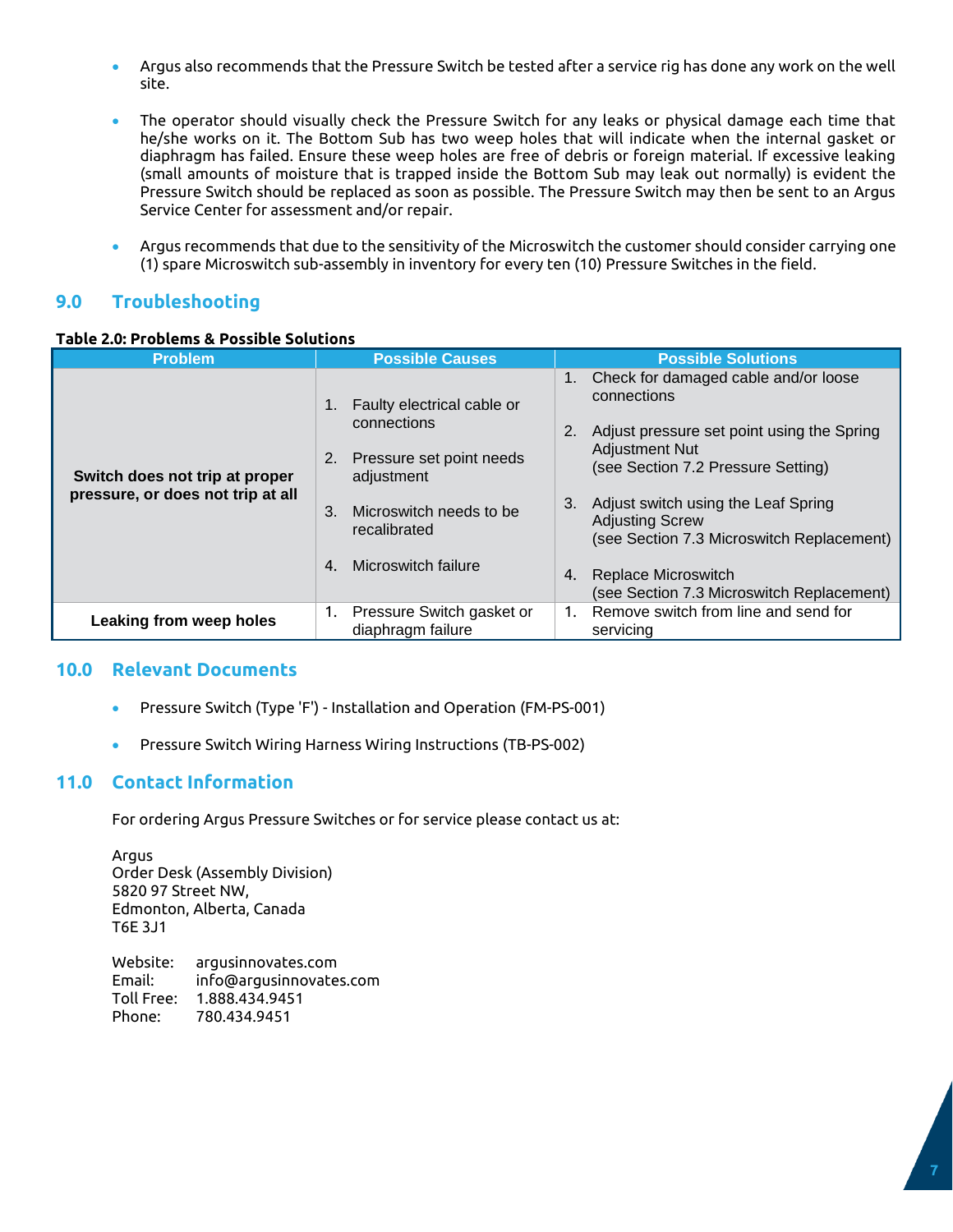- Argus also recommends that the Pressure Switch be tested after a service rig has done any work on the well site.

- The operator should visually check the Pressure Switch for any leaks or physical damage each time that he/she works on it. The Bottom Sub has two weep holes that will indicate when the internal gasket or diaphragm has failed. Ensure these weep holes are free of debris or foreign material. If excessive leaking (small amounts of moisture that is trapped inside the Bottom Sub may leak out normally) is evident the Pressure Switch should be replaced as soon as possible. The Pressure Switch may then be sent to an Argus Service Center for assessment and/or repair.

- Argus recommends that due to the sensitivity of the Microswitch the customer should consider carrying one (1) spare Microswitch sub-assembly in inventory for every ten (10) Pressure Switches in the field.

## 9.0 Troubleshooting

**Table 2.0: Problems & Possible Solutions**

| Problem | Possible Causes | Possible Solutions |
|---|---|---|
| **Switch does not trip at proper pressure, or does not trip at all** | 1. Faulty electrical cable or connections<br>2. Pressure set point needs adjustment<br>3. Microswitch needs to be recalibrated<br>4. Microswitch failure | 1. Check for damaged cable and/or loose connections<br>2. Adjust pressure set point using the Spring Adjustment Nut (see Section 7.2 Pressure Setting)<br>3. Adjust switch using the Leaf Spring Adjusting Screw (see Section 7.3 Microswitch Replacement)<br>4. Replace Microswitch (see Section 7.3 Microswitch Replacement) |
| **Leaking from weep holes** | 1. Pressure Switch gasket or diaphragm failure | 1. Remove switch from line and send for servicing |

## 10.0 Relevant Documents

- Pressure Switch (Type 'F') - Installation and Operation (FM-PS-001)

- Pressure Switch Wiring Harness Wiring Instructions (TB-PS-002)

## 11.0 Contact Information

For ordering Argus Pressure Switches or for service please contact us at:

Argus
Order Desk (Assembly Division)
5820 97 Street NW,
Edmonton, Alberta, Canada
T6E 3J1

Website: argusinnovates.com
Email: info@argusinnovates.com
Toll Free: 1.888.434.9451
Phone: 780.434.9451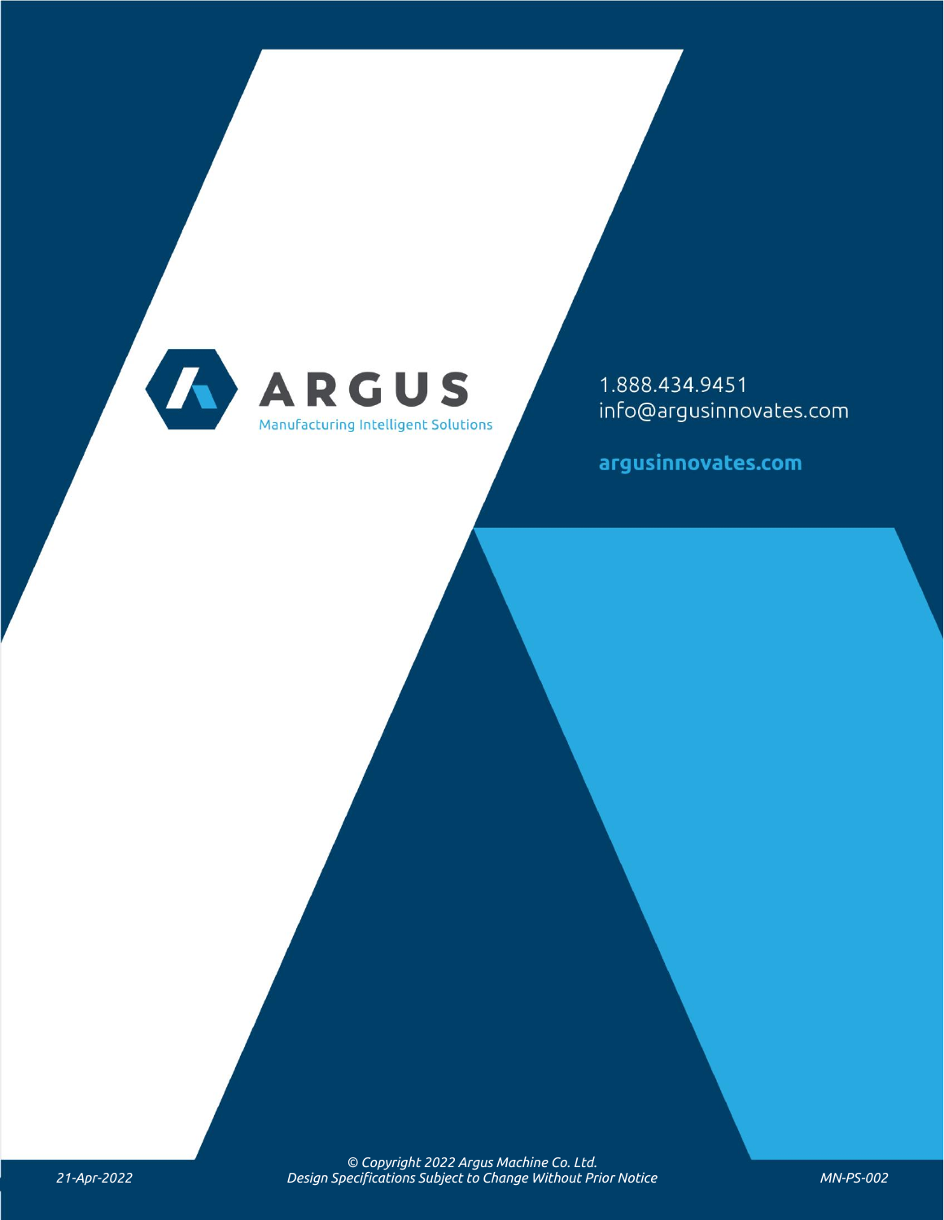ARGUS

Manufacturing Intelligent Solutions

1.888.434.9451
info@argusinnovates.com

**argusinnovates.com**

*© Copyright 2022 Argus Machine Co. Ltd.*
*Design Specifications Subject to Change Without Prior Notice*

*21-Apr-2022*

*MN-PS-002*